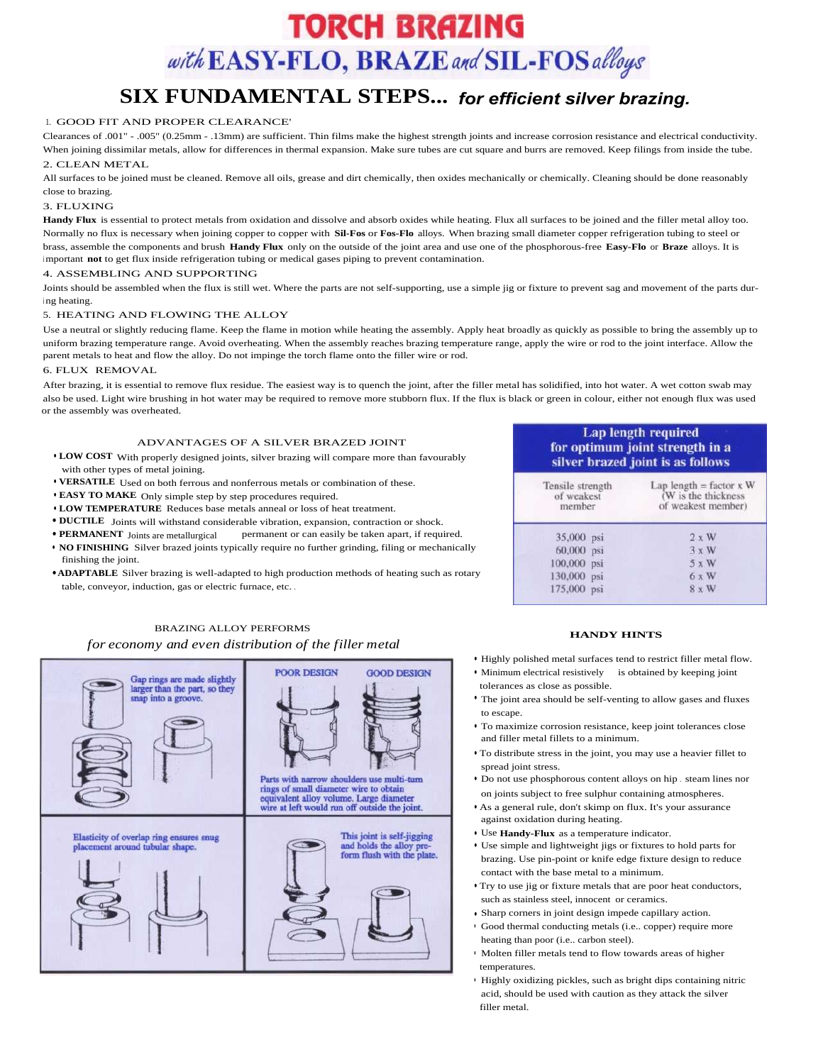# TORCH BRAZING

## *with* EASY-FLO, BRAZE *and* SIL-FOS *alloys*

## SIX FUNDAMENTAL STEPS... *for efficient silver brazing.*

1. GOOD FIT AND PROPER CLEARANCE'

Clearances of .001" - .005" (0.25mm - .13mm) are sufficient. Thin films make the highest strength joints and increase corrosion resistance and electrical conductivity. When joining dissimilar metals, allow for differences in thermal expansion. Make sure tubes are cut square and burrs are removed. Keep filings from inside the tube.

2. CLEAN METAL

All surfaces to be joined must be cleaned. Remove all oils, grease and dirt chemically, then oxides mechanically or chemically. Cleaning should be done reasonably close to brazing.

3. FLUXING

**Handy Flux** is essential to protect metals from oxidation and dissolve and absorb oxides while heating. Flux all surfaces to be joined and the filler metal alloy too. Normally no flux is necessary when joining copper to copper with **Sil-Fos** or **Fos-Flo** alloys. When brazing small diameter copper refrigeration tubing to steel or brass, assemble the components and brush **Handy Flux** only on the outside of the joint area and use one of the phosphorous-free **Easy-Flo** or **Braze** alloys. It is important **not** to get flux inside refrigeration tubing or medical gases piping to prevent contamination.

4. ASSEMBLING AND SUPPORTING

Joints should be assembled when the flux is still wet. Where the parts are not self-supporting, use a simple jig or fixture to prevent sag and movement of the parts during heating.

5. HEATING AND FLOWING THE ALLOY

Use a neutral or slightly reducing flame. Keep the flame in motion while heating the assembly. Apply heat broadly as quickly as possible to bring the assembly up to uniform brazing temperature range. Avoid overheating. When the assembly reaches brazing temperature range, apply the wire or rod to the joint interface. Allow the parent metals to heat and flow the alloy. Do not impinge the torch flame onto the filler wire or rod.

6. FLUX REMOVAL

After brazing, it is essential to remove flux residue. The easiest way is to quench the joint, after the filler metal has solidified, into hot water. A wet cotton swab may also be used. Light wire brushing in hot water may be required to remove more stubborn flux. If the flux is black or green in colour, either not enough flux was used or the assembly was overheated.

### ADVANTAGES OF A SILVER BRAZED JOINT

- **LOW COST** With properly designed joints, silver brazing will compare more than favourably with other types of metal joining.
- **VERSATILE** Used on both ferrous and nonferrous metals or combination of these.
- **EASY TO MAKE** Only simple step by step procedures required.
- **LOW TEMPERATURE** Reduces base metals anneal or loss of heat treatment.
- **DUCTILE** Joints will withstand considerable vibration, expansion, contraction or shock.
- **PERMANENT** Joints are metallurgical permanent or can easily be taken apart, if required.
- **NO FINISHING** Silver brazed joints typically require no further grinding, filing or mechanically finishing the joint.
- **ADAPTABLE** Silver brazing is well-adapted to high production methods of heating such as rotary table, conveyor, induction, gas or electric furnace, etc.

### Lap length required for optimum joint strength in a silver brazed joint is as follows

| Tensile strength of weakest member | Lap length = factor x W (W is the thickness of weakest member) |
|---|---|
| 35,000 psi | 2 x W |
| 60,000 psi | 3 x W |
| 100,000 psi | 5 x W |
| 130,000 psi | 6 x W |
| 175,000 psi | 8 x W |

### BRAZING ALLOY PERFORMS

*for economy and even distribution of the filler metal*

Gap rings are made slightly larger than the part, so they snap into a groove.

POOR DESIGN GOOD DESIGN

Parts with narrow shoulders use multi-turn rings of small diameter wire to obtain equivalent alloy volume. Large diameter wire at left would run off outside the joint.

Elasticity of overlap ring ensures snug placement around tubular shape.

This joint is self-jigging and holds the alloy preform flush with the plate.

### HANDY HINTS

- Highly polished metal surfaces tend to restrict filler metal flow.
- Minimum electrical resistively is obtained by keeping joint tolerances as close as possible.
- The joint area should be self-venting to allow gases and fluxes to escape.
- To maximize corrosion resistance, keep joint tolerances close and filler metal fillets to a minimum.
- To distribute stress in the joint, you may use a heavier fillet to spread joint stress.
- Do not use phosphorous content alloys on hip . steam lines nor on joints subject to free sulphur containing atmospheres.
- As a general rule, don't skimp on flux. It's your assurance against oxidation during heating.
- Use **Handy-Flux** as a temperature indicator.
- Use simple and lightweight jigs or fixtures to hold parts for brazing. Use pin-point or knife edge fixture design to reduce contact with the base metal to a minimum.
- Try to use jig or fixture metals that are poor heat conductors, such as stainless steel, innocent or ceramics.
- Sharp corners in joint design impede capillary action.
- Good thermal conducting metals (i.e.. copper) require more heating than poor (i.e.. carbon steel).
- Molten filler metals tend to flow towards areas of higher temperatures.
- Highly oxidizing pickles, such as bright dips containing nitric acid, should be used with caution as they attack the silver filler metal.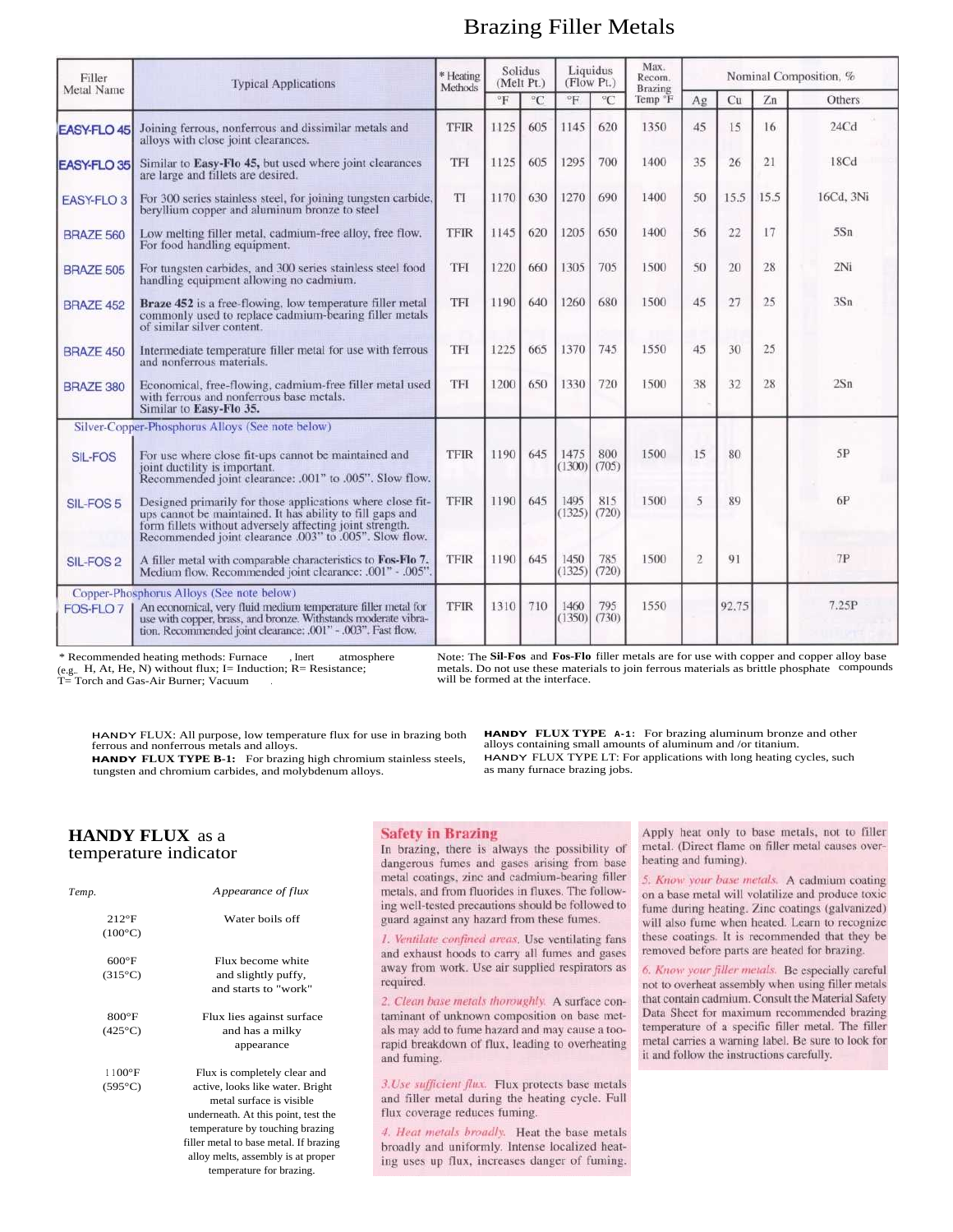# Brazing Filler Metals

| Filler Metal Name | Typical Applications | * Heating Methods | Solidus (Melt Pt.) | | Liquidus (Flow Pt.) | | Max. Recom. Brazing Temp °F | Nominal Composition, % | | | |
|---|---|---|---|---|---|---|---|---|---|---|---|
| | | | °F | °C | °F | °C | | Ag | Cu | Zn | Others |
| **EASY-FLO 45** | Joining ferrous, nonferrous and dissimilar metals and alloys with close joint clearances. | TFIR | 1125 | 605 | 1145 | 620 | 1350 | 45 | 15 | 16 | 24Cd |
| **EASY-FLO 35** | Similar to **Easy-Flo 45,** but used where joint clearances are large and fillets are desired. | TFI | 1125 | 605 | 1295 | 700 | 1400 | 35 | 26 | 21 | 18Cd |
| EASY-FLO 3 | For 300 series stainless steel, for joining tungsten carbide, beryllium copper and aluminum bronze to steel | TI | 1170 | 630 | 1270 | 690 | 1400 | 50 | 15.5 | 15.5 | 16Cd, 3Ni |
| BRAZE 560 | Low melting filler metal, cadmium-free alloy, free flow. For food handling equipment. | TFIR | 1145 | 620 | 1205 | 650 | 1400 | 56 | 22 | 17 | 5Sn |
| BRAZE 505 | For tungsten carbides, and 300 series stainless steel food handling equipment allowing no cadmium. | TFI | 1220 | 660 | 1305 | 705 | 1500 | 50 | 20 | 28 | 2Ni |
| BRAZE 452 | **Braze 452** is a free-flowing, low temperature filler metal commonly used to replace cadmium-bearing filler metals of similar silver content. | TFI | 1190 | 640 | 1260 | 680 | 1500 | 45 | 27 | 25 | 3Sn |
| BRAZE 450 | Intermediate temperature filler metal for use with ferrous and nonferrous materials. | TFI | 1225 | 665 | 1370 | 745 | 1550 | 45 | 30 | 25 | |
| BRAZE 380 | Economical, free-flowing, cadmium-free filler metal used with ferrous and nonferrous base metals. Similar to **Easy-Flo 35.** | TFI | 1200 | 650 | 1330 | 720 | 1500 | 38 | 32 | 28 | 2Sn |
| Silver-Copper-Phosphorus Alloys (See note below) | | | | | | | | | | | |
| SIL-FOS | For use where close fit-ups cannot be maintained and joint ductility is important. Recommended joint clearance: .001" to .005". Slow flow. | TFIR | 1190 | 645 | 1475 (1300) | 800 (705) | 1500 | 15 | 80 | | 5P |
| SIL-FOS 5 | Designed primarily for those applications where close fit-ups cannot be maintained. It has ability to fill gaps and form fillets without adversely affecting joint strength. Recommended joint clearance .003" to .005". Slow flow. | TFIR | 1190 | 645 | 1495 (1325) | 815 (720) | 1500 | 5 | 89 | | 6P |
| SIL-FOS 2 | A filler metal with comparable characteristics to **Fos-Flo 7.** Medium flow. Recommended joint clearance: .001" - .005". | TFIR | 1190 | 645 | 1450 (1325) | 785 (720) | 1500 | 2 | 91 | | 7P |
| Copper-Phosphorus Alloys (See note below) | | | | | | | | | | | |
| FOS-FLO 7 | An economical, very fluid medium temperature filler metal for use with copper, brass, and bronze. Withstands moderate vibration. Recommended joint clearance: .001" - .003". Fast flow. | TFIR | 1310 | 710 | 1460 (1350) | 795 (730) | 1550 | | 92.75 | | 7.25P |

\* Recommended heating methods: Furnace , Inert atmosphere (e.g., H, At, He, N) without flux; I= Induction; R= Resistance; T= Torch and Gas-Air Burner; Vacuum

Note: The **Sil-Fos** and **Fos-Flo** filler metals are for use with copper and copper alloy base metals. Do not use these materials to join ferrous materials as brittle phosphate compounds will be formed at the interface.

**HANDY** FLUX: All purpose, low temperature flux for use in brazing both ferrous and nonferrous metals and alloys.

**HANDY FLUX TYPE B-1:** For brazing high chromium stainless steels, tungsten and chromium carbides, and molybdenum alloys.

**HANDY FLUX TYPE A-1:** For brazing aluminum bronze and other alloys containing small amounts of aluminum and /or titanium.

**HANDY** FLUX TYPE LT: For applications with long heating cycles, such as many furnace brazing jobs.

## HANDY FLUX as a temperature indicator

| *Temp.* | *Appearance of flux* |
|---|---|
| 212°F (100°C) | Water boils off |
| 600°F (315°C) | Flux become white and slightly puffy, and starts to "work" |
| 800°F (425°C) | Flux lies against surface and has a milky appearance |
| 1100°F (595°C) | Flux is completely clear and active, looks like water. Bright metal surface is visible underneath. At this point, test the temperature by touching brazing filler metal to base metal. If brazing alloy melts, assembly is at proper temperature for brazing. |

## Safety in Brazing

In brazing, there is always the possibility of dangerous fumes and gases arising from base metal coatings, zinc and cadmium-bearing filler metals, and from fluorides in fluxes. The following well-tested precautions should be followed to guard against any hazard from these fumes.

*1. Ventilate confined areas.* Use ventilating fans and exhaust hoods to carry all fumes and gases away from work. Use air supplied respirators as required.

*2. Clean base metals thoroughly.* A surface contaminant of unknown composition on base metals may add to fume hazard and may cause a too-rapid breakdown of flux, leading to overheating and fuming.

*3.Use sufficient flux.* Flux protects base metals and filler metal during the heating cycle. Full flux coverage reduces fuming.

*4. Heat metals broadly.* Heat the base metals broadly and uniformly. Intense localized heating uses up flux, increases danger of fuming. Apply heat only to base metals, not to filler metal. (Direct flame on filler metal causes overheating and fuming).

*5. Know your base metals.* A cadmium coating on a base metal will volatilize and produce toxic fume during heating. Zinc coatings (galvanized) will also fume when heated. Learn to recognize these coatings. It is recommended that they be removed before parts are heated for brazing.

*6. Know your filler metals.* Be especially careful not to overheat assembly when using filler metals that contain cadmium. Consult the Material Safety Data Sheet for maximum recommended brazing temperature of a specific filler metal. The filler metal carries a warning label. Be sure to look for it and follow the instructions carefully.